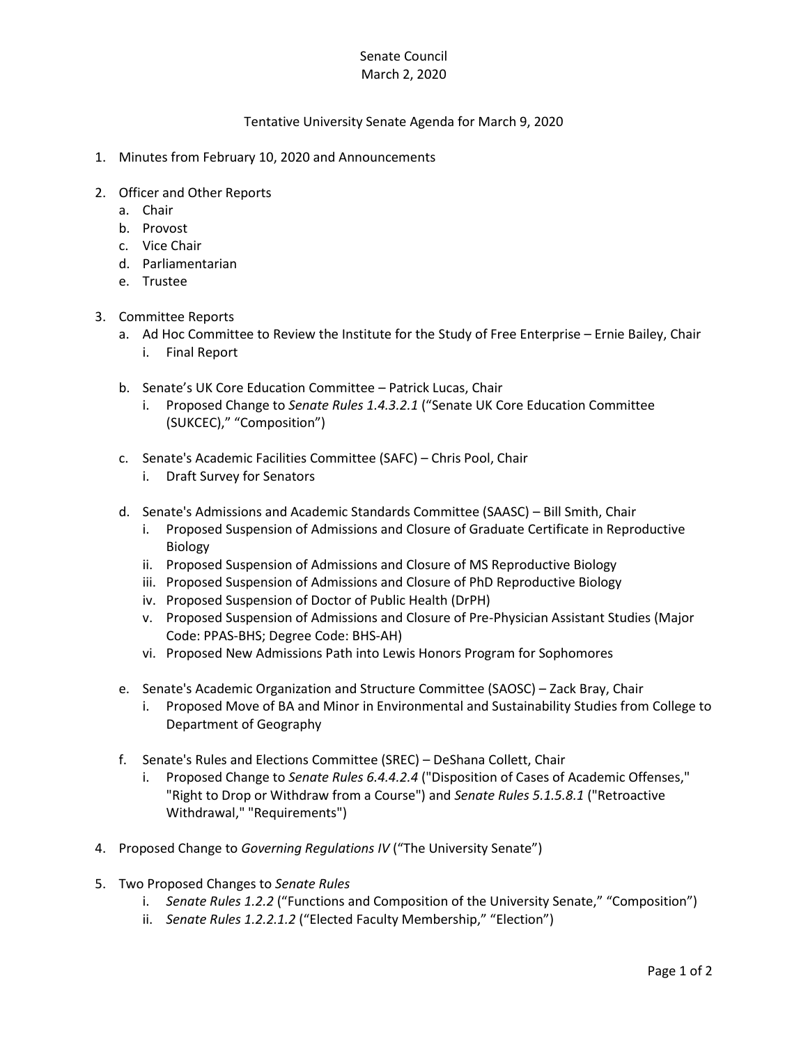Senate Council
March 2, 2020

Tentative University Senate Agenda for March 9, 2020

1. Minutes from February 10, 2020 and Announcements

2. Officer and Other Reports
   a. Chair
   b. Provost
   c. Vice Chair
   d. Parliamentarian
   e. Trustee

3. Committee Reports
   a. Ad Hoc Committee to Review the Institute for the Study of Free Enterprise – Ernie Bailey, Chair
      i. Final Report

   b. Senate's UK Core Education Committee – Patrick Lucas, Chair
      i. Proposed Change to *Senate Rules 1.4.3.2.1* ("Senate UK Core Education Committee (SUKCEC)," "Composition")

   c. Senate's Academic Facilities Committee (SAFC) – Chris Pool, Chair
      i. Draft Survey for Senators

   d. Senate's Admissions and Academic Standards Committee (SAASC) – Bill Smith, Chair
      i. Proposed Suspension of Admissions and Closure of Graduate Certificate in Reproductive Biology
      ii. Proposed Suspension of Admissions and Closure of MS Reproductive Biology
      iii. Proposed Suspension of Admissions and Closure of PhD Reproductive Biology
      iv. Proposed Suspension of Doctor of Public Health (DrPH)
      v. Proposed Suspension of Admissions and Closure of Pre-Physician Assistant Studies (Major Code: PPAS-BHS; Degree Code: BHS-AH)
      vi. Proposed New Admissions Path into Lewis Honors Program for Sophomores

   e. Senate's Academic Organization and Structure Committee (SAOSC) – Zack Bray, Chair
      i. Proposed Move of BA and Minor in Environmental and Sustainability Studies from College to Department of Geography

   f. Senate's Rules and Elections Committee (SREC) – DeShana Collett, Chair
      i. Proposed Change to *Senate Rules 6.4.4.2.4* ("Disposition of Cases of Academic Offenses," "Right to Drop or Withdraw from a Course") and *Senate Rules 5.1.5.8.1* ("Retroactive Withdrawal," "Requirements")

4. Proposed Change to *Governing Regulations IV* ("The University Senate")

5. Two Proposed Changes to *Senate Rules*
   i. *Senate Rules 1.2.2* ("Functions and Composition of the University Senate," "Composition")
   ii. *Senate Rules 1.2.2.1.2* ("Elected Faculty Membership," "Election")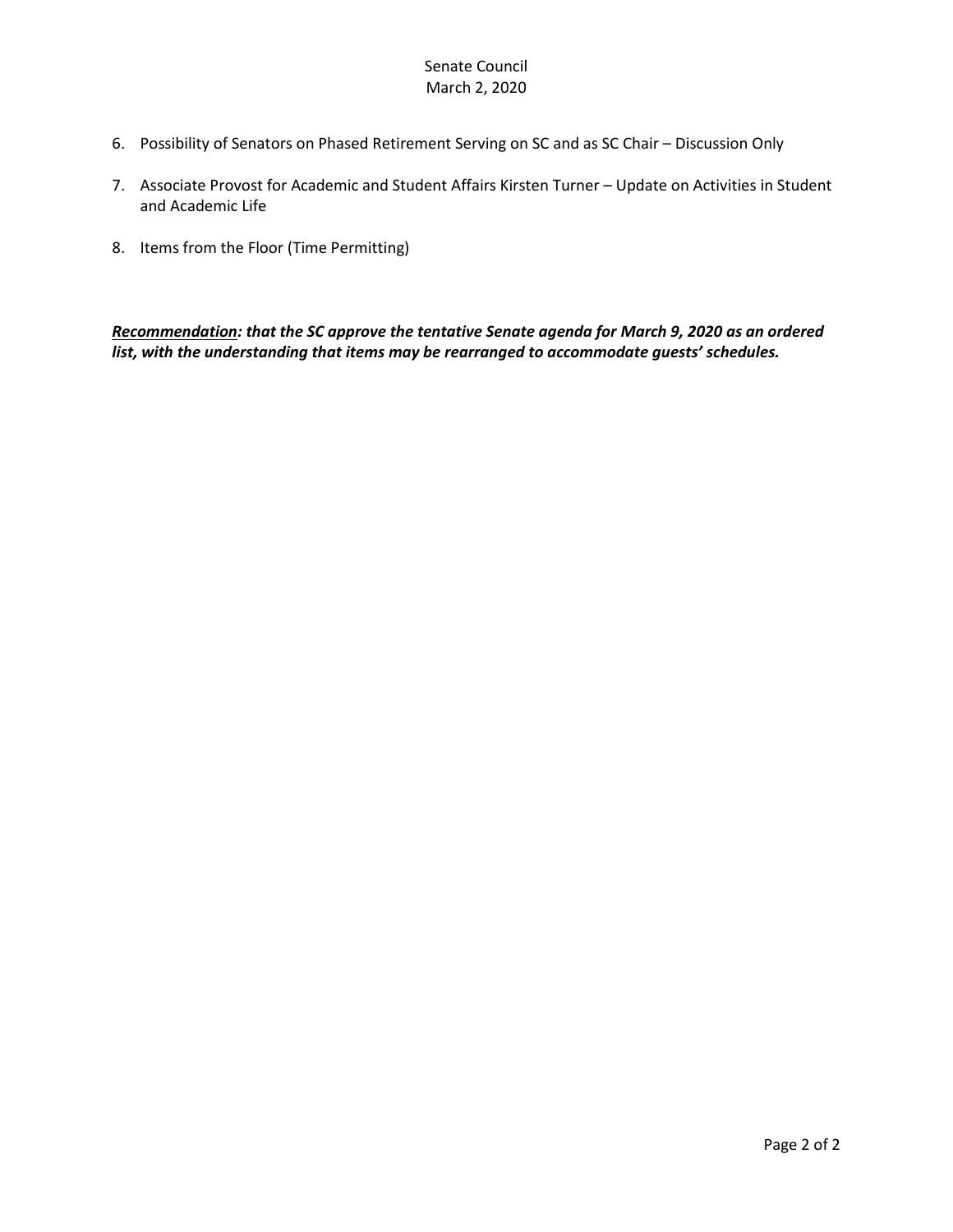6. Possibility of Senators on Phased Retirement Serving on SC and as SC Chair – Discussion Only
7. Associate Provost for Academic and Student Affairs Kirsten Turner – Update on Activities in Student and Academic Life
8. Items from the Floor (Time Permitting)

***Recommendation**: that the SC approve the tentative Senate agenda for March 9, 2020 as an ordered list, with the understanding that items may be rearranged to accommodate guests' schedules.*